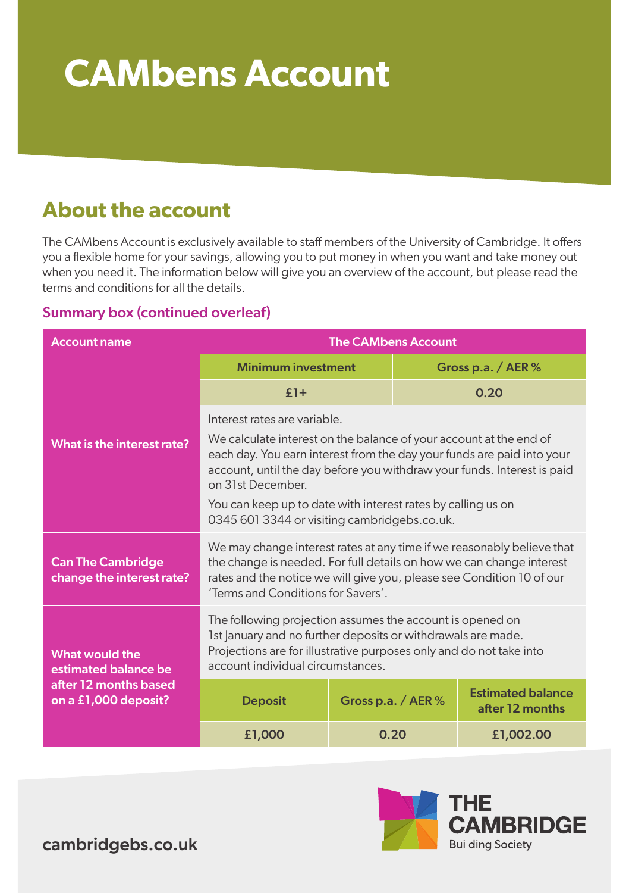# CAMbens Account

## About the account

The CAMbens Account is exclusively available to staff members of the University of Cambridge. It offers you a flexible home for your savings, allowing you to put money in when you want and take money out when you need it. The information below will give you an overview of the account, but please read the terms and conditions for all the details.

### Summary box (continued overleaf)

| Account name | The CAMbens Account | | |
|---|---|---|---|
| What is the interest rate? | **Minimum investment** | **Gross p.a. / AER %** | |
| | £1+ | 0.20 | |
| | Interest rates are variable.<br><br>We calculate interest on the balance of your account at the end of each day. You earn interest from the day your funds are paid into your account, until the day before you withdraw your funds. Interest is paid on 31st December.<br><br>You can keep up to date with interest rates by calling us on 0345 601 3344 or visiting cambridgebs.co.uk. | | |
| Can The Cambridge change the interest rate? | We may change interest rates at any time if we reasonably believe that the change is needed. For full details on how we can change interest rates and the notice we will give you, please see Condition 10 of our 'Terms and Conditions for Savers'. | | |
| What would the estimated balance be after 12 months based on a £1,000 deposit? | The following projection assumes the account is opened on 1st January and no further deposits or withdrawals are made. Projections are for illustrative purposes only and do not take into account individual circumstances. | | |
| | **Deposit** | **Gross p.a. / AER %** | **Estimated balance after 12 months** |
| | £1,000 | 0.20 | £1,002.00 |

cambridgebs.co.uk

THE CAMBRIDGE Building Society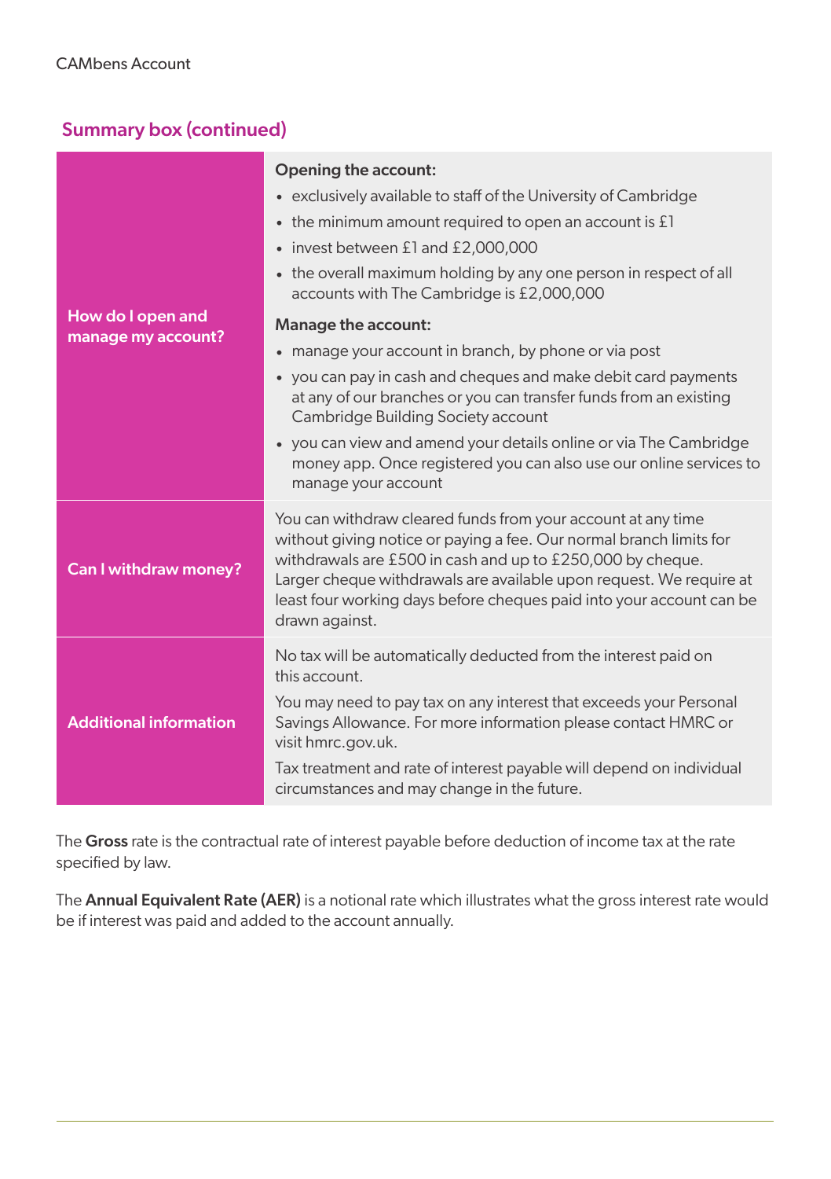CAMbens Account

## Summary box (continued)

| | |
|---|---|
| **How do I open and manage my account?** | **Opening the account:**<br>• exclusively available to staff of the University of Cambridge<br>• the minimum amount required to open an account is £1<br>• invest between £1 and £2,000,000<br>• the overall maximum holding by any one person in respect of all accounts with The Cambridge is £2,000,000<br>**Manage the account:**<br>• manage your account in branch, by phone or via post<br>• you can pay in cash and cheques and make debit card payments at any of our branches or you can transfer funds from an existing Cambridge Building Society account<br>• you can view and amend your details online or via The Cambridge money app. Once registered you can also use our online services to manage your account |
| **Can I withdraw money?** | You can withdraw cleared funds from your account at any time without giving notice or paying a fee. Our normal branch limits for withdrawals are £500 in cash and up to £250,000 by cheque. Larger cheque withdrawals are available upon request. We require at least four working days before cheques paid into your account can be drawn against. |
| **Additional information** | No tax will be automatically deducted from the interest paid on this account.<br>You may need to pay tax on any interest that exceeds your Personal Savings Allowance. For more information please contact HMRC or visit hmrc.gov.uk.<br>Tax treatment and rate of interest payable will depend on individual circumstances and may change in the future. |

The **Gross** rate is the contractual rate of interest payable before deduction of income tax at the rate specified by law.

The **Annual Equivalent Rate (AER)** is a notional rate which illustrates what the gross interest rate would be if interest was paid and added to the account annually.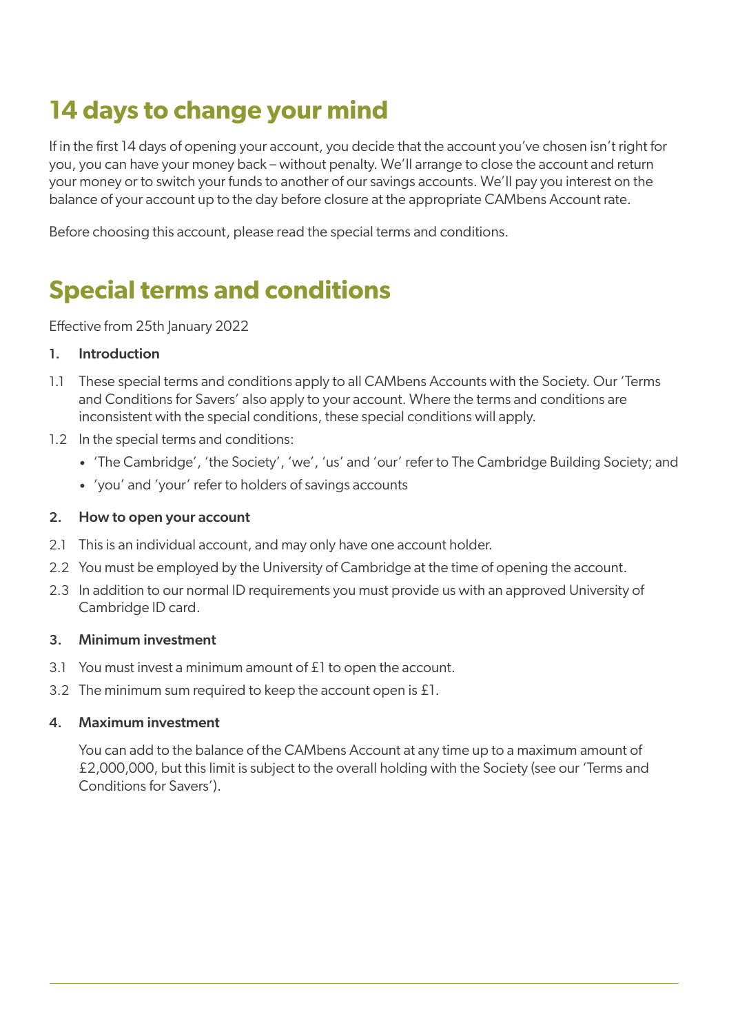# 14 days to change your mind

If in the first 14 days of opening your account, you decide that the account you've chosen isn't right for you, you can have your money back – without penalty. We'll arrange to close the account and return your money or to switch your funds to another of our savings accounts. We'll pay you interest on the balance of your account up to the day before closure at the appropriate CAMbens Account rate.

Before choosing this account, please read the special terms and conditions.

# Special terms and conditions

Effective from 25th January 2022

**1. Introduction**

1.1 These special terms and conditions apply to all CAMbens Accounts with the Society. Our 'Terms and Conditions for Savers' also apply to your account. Where the terms and conditions are inconsistent with the special conditions, these special conditions will apply.

1.2 In the special terms and conditions:

- 'The Cambridge', 'the Society', 'we', 'us' and 'our' refer to The Cambridge Building Society; and
- 'you' and 'your' refer to holders of savings accounts

**2. How to open your account**

2.1 This is an individual account, and may only have one account holder.

2.2 You must be employed by the University of Cambridge at the time of opening the account.

2.3 In addition to our normal ID requirements you must provide us with an approved University of Cambridge ID card.

**3. Minimum investment**

3.1 You must invest a minimum amount of £1 to open the account.

3.2 The minimum sum required to keep the account open is £1.

**4. Maximum investment**

You can add to the balance of the CAMbens Account at any time up to a maximum amount of £2,000,000, but this limit is subject to the overall holding with the Society (see our 'Terms and Conditions for Savers').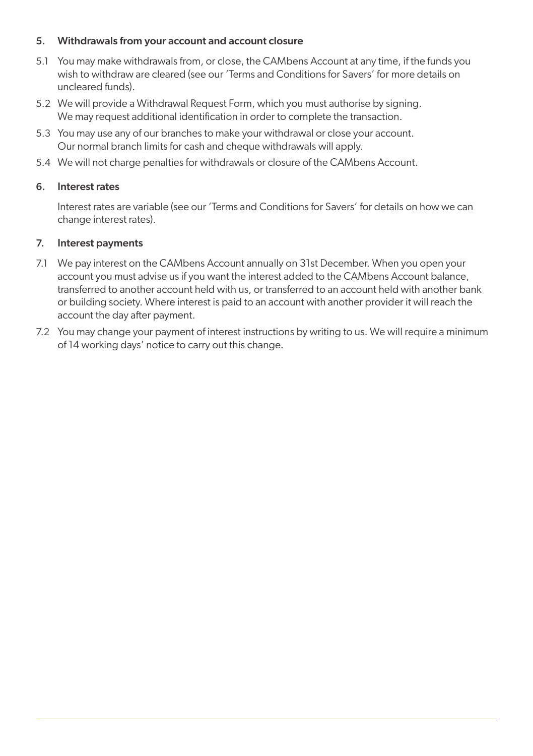## 5. Withdrawals from your account and account closure

5.1 You may make withdrawals from, or close, the CAMbens Account at any time, if the funds you wish to withdraw are cleared (see our 'Terms and Conditions for Savers' for more details on uncleared funds).

5.2 We will provide a Withdrawal Request Form, which you must authorise by signing. We may request additional identification in order to complete the transaction.

5.3 You may use any of our branches to make your withdrawal or close your account. Our normal branch limits for cash and cheque withdrawals will apply.

5.4 We will not charge penalties for withdrawals or closure of the CAMbens Account.

## 6. Interest rates

Interest rates are variable (see our 'Terms and Conditions for Savers' for details on how we can change interest rates).

## 7. Interest payments

7.1 We pay interest on the CAMbens Account annually on 31st December. When you open your account you must advise us if you want the interest added to the CAMbens Account balance, transferred to another account held with us, or transferred to an account held with another bank or building society. Where interest is paid to an account with another provider it will reach the account the day after payment.

7.2 You may change your payment of interest instructions by writing to us. We will require a minimum of 14 working days' notice to carry out this change.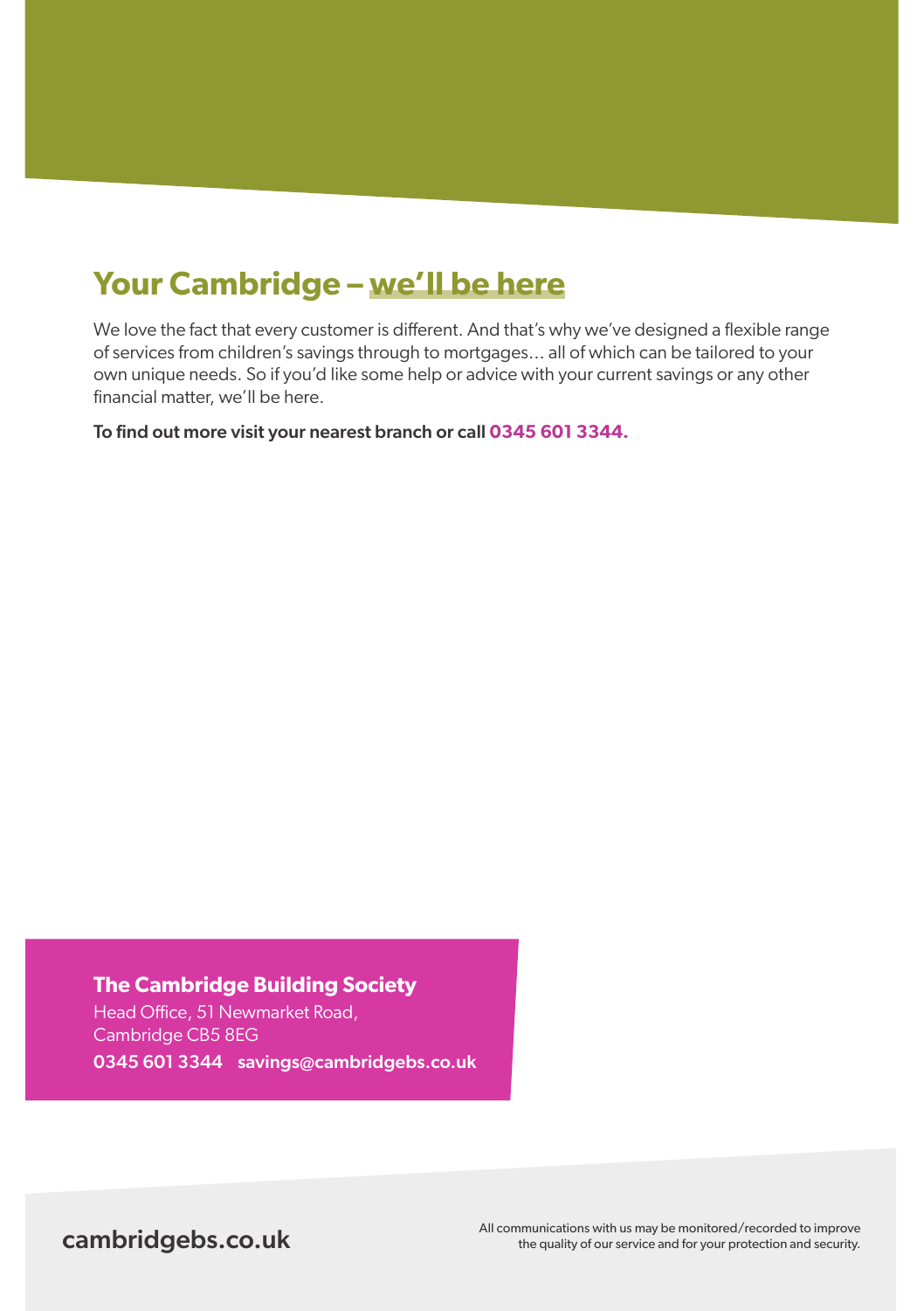## Your Cambridge – we'll be here

We love the fact that every customer is different. And that's why we've designed a flexible range of services from children's savings through to mortgages… all of which can be tailored to your own unique needs. So if you'd like some help or advice with your current savings or any other financial matter, we'll be here.

**To find out more visit your nearest branch or call 0345 601 3344.**

**The Cambridge Building Society**
Head Office, 51 Newmarket Road,
Cambridge CB5 8EG
0345 601 3344 savings@cambridgebs.co.uk

cambridgebs.co.uk

All communications with us may be monitored/recorded to improve the quality of our service and for your protection and security.